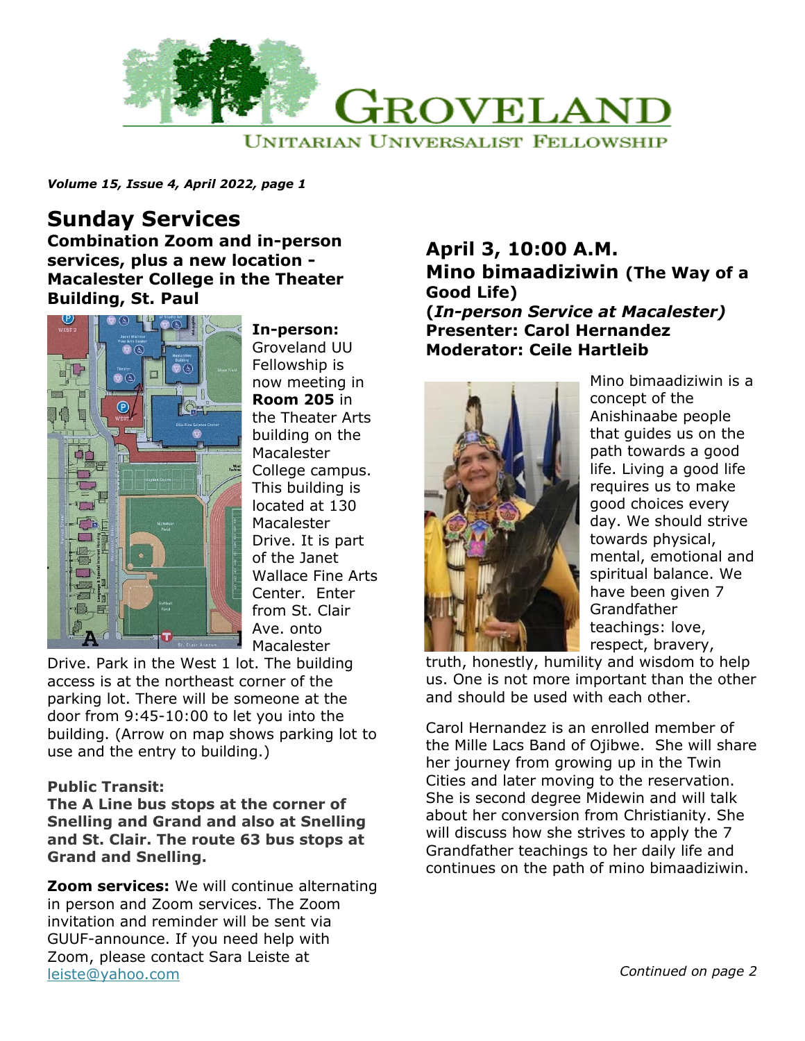# GROVELAND

UNITARIAN UNIVERSALIST FELLOWSHIP

## Sunday Services

**Combination Zoom and in-person services, plus a new location - Macalester College in the Theater Building, St. Paul**

**In-person:** Groveland UU Fellowship is now meeting in **Room 205** in the Theater Arts building on the Macalester College campus. This building is located at 130 Macalester Drive. It is part of the Janet Wallace Fine Arts Center. Enter from St. Clair Ave. onto Macalester Drive. Park in the West 1 lot. The building access is at the northeast corner of the parking lot. There will be someone at the door from 9:45-10:00 to let you into the building. (Arrow on map shows parking lot to use and the entry to building.)

**Public Transit:**
**The A Line bus stops at the corner of Snelling and Grand and also at Snelling and St. Clair. The route 63 bus stops at Grand and Snelling.**

**Zoom services:** We will continue alternating in person and Zoom services. The Zoom invitation and reminder will be sent via GUUF-announce. If you need help with Zoom, please contact Sara Leiste at leiste@yahoo.com

## April 3, 10:00 A.M.
## Mino bimaadiziwin (The Way of a Good Life)
### (*In-person Service at Macalester*)
### Presenter: Carol Hernandez
### Moderator: Ceile Hartleib

Mino bimaadiziwin is a concept of the Anishinaabe people that guides us on the path towards a good life. Living a good life requires us to make good choices every day. We should strive towards physical, mental, emotional and spiritual balance. We have been given 7 Grandfather teachings: love, respect, bravery, truth, honestly, humility and wisdom to help us. One is not more important than the other and should be used with each other.

Carol Hernandez is an enrolled member of the Mille Lacs Band of Ojibwe. She will share her journey from growing up in the Twin Cities and later moving to the reservation. She is second degree Midewin and will talk about her conversion from Christianity. She will discuss how she strives to apply the 7 Grandfather teachings to her daily life and continues on the path of mino bimaadiziwin.

*Continued on page 2*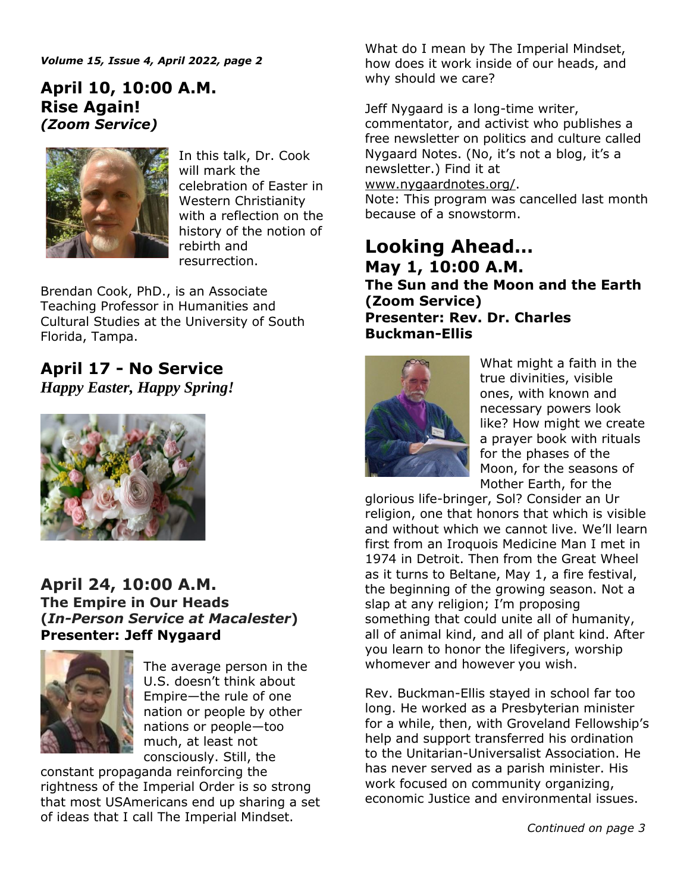## April 10, 10:00 A.M.
## Rise Again!
### *(Zoom Service)*

In this talk, Dr. Cook will mark the celebration of Easter in Western Christianity with a reflection on the history of the notion of rebirth and resurrection.

Brendan Cook, PhD., is an Associate Teaching Professor in Humanities and Cultural Studies at the University of South Florida, Tampa.

## April 17 - No Service

***Happy Easter, Happy Spring!***

## April 24, 10:00 A.M.

**The Empire in Our Heads**
**(*In-Person Service at Macalester*)**
**Presenter: Jeff Nygaard**

The average person in the U.S. doesn't think about Empire—the rule of one nation or people by other nations or people—too much, at least not consciously. Still, the constant propaganda reinforcing the rightness of the Imperial Order is so strong that most USAmericans end up sharing a set of ideas that I call The Imperial Mindset.

What do I mean by The Imperial Mindset, how does it work inside of our heads, and why should we care?

Jeff Nygaard is a long-time writer, commentator, and activist who publishes a free newsletter on politics and culture called Nygaard Notes. (No, it's not a blog, it's a newsletter.) Find it at www.nygaardnotes.org/.
Note: This program was cancelled last month because of a snowstorm.

# Looking Ahead...

## May 1, 10:00 A.M.

**The Sun and the Moon and the Earth**
**(Zoom Service)**
**Presenter: Rev. Dr. Charles Buckman-Ellis**

What might a faith in the true divinities, visible ones, with known and necessary powers look like? How might we create a prayer book with rituals for the phases of the Moon, for the seasons of Mother Earth, for the glorious life-bringer, Sol? Consider an Ur religion, one that honors that which is visible and without which we cannot live. We'll learn first from an Iroquois Medicine Man I met in 1974 in Detroit. Then from the Great Wheel as it turns to Beltane, May 1, a fire festival, the beginning of the growing season. Not a slap at any religion; I'm proposing something that could unite all of humanity, all of animal kind, and all of plant kind. After you learn to honor the lifegivers, worship whomever and however you wish.

Rev. Buckman-Ellis stayed in school far too long. He worked as a Presbyterian minister for a while, then, with Groveland Fellowship's help and support transferred his ordination to the Unitarian-Universalist Association. He has never served as a parish minister. His work focused on community organizing, economic Justice and environmental issues.

*Continued on page 3*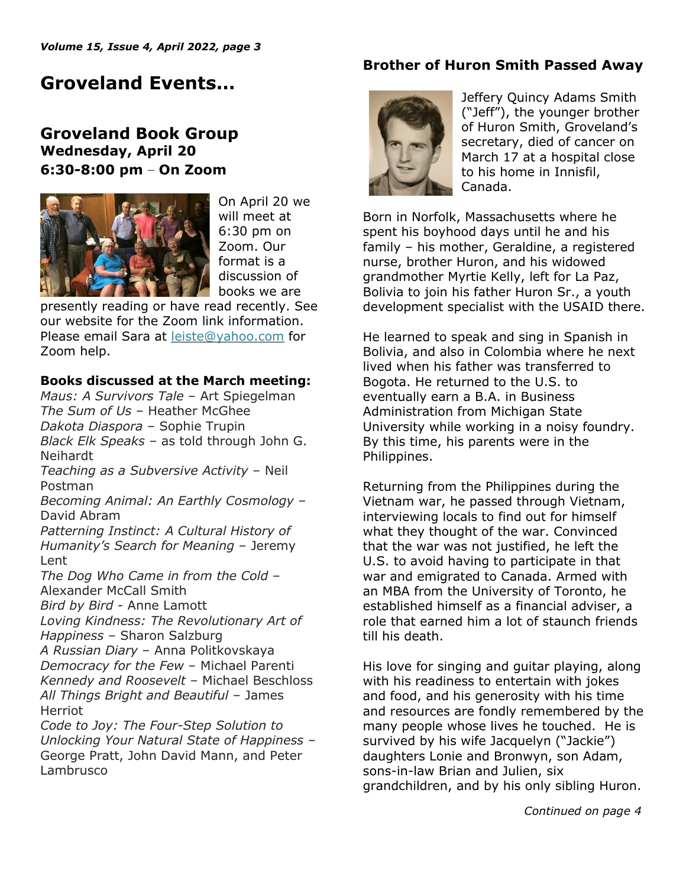# Groveland Events…

## Groveland Book Group

**Wednesday, April 20**
**6:30-8:00 pm – On Zoom**

On April 20 we will meet at 6:30 pm on Zoom. Our format is a discussion of books we are presently reading or have read recently. See our website for the Zoom link information. Please email Sara at leiste@yahoo.com for Zoom help.

**Books discussed at the March meeting:**

*Maus: A Survivors Tale* – Art Spiegelman
*The Sum of Us* – Heather McGhee
*Dakota Diaspora* – Sophie Trupin
*Black Elk Speaks* – as told through John G. Neihardt
*Teaching as a Subversive Activity* – Neil Postman
*Becoming Animal: An Earthly Cosmology* – David Abram
*Patterning Instinct: A Cultural History of Humanity's Search for Meaning* – Jeremy Lent
*The Dog Who Came in from the Cold* – Alexander McCall Smith
*Bird by Bird* - Anne Lamott
*Loving Kindness: The Revolutionary Art of Happiness* – Sharon Salzburg
*A Russian Diary* – Anna Politkovskaya
*Democracy for the Few* – Michael Parenti
*Kennedy and Roosevelt* – Michael Beschloss
*All Things Bright and Beautiful* – James Herriot
*Code to Joy: The Four-Step Solution to Unlocking Your Natural State of Happiness* – George Pratt, John David Mann, and Peter Lambrusco

## Brother of Huron Smith Passed Away

Jeffery Quincy Adams Smith ("Jeff"), the younger brother of Huron Smith, Groveland's secretary, died of cancer on March 17 at a hospital close to his home in Innisfil, Canada.

Born in Norfolk, Massachusetts where he spent his boyhood days until he and his family – his mother, Geraldine, a registered nurse, brother Huron, and his widowed grandmother Myrtie Kelly, left for La Paz, Bolivia to join his father Huron Sr., a youth development specialist with the USAID there.

He learned to speak and sing in Spanish in Bolivia, and also in Colombia where he next lived when his father was transferred to Bogota. He returned to the U.S. to eventually earn a B.A. in Business Administration from Michigan State University while working in a noisy foundry. By this time, his parents were in the Philippines.

Returning from the Philippines during the Vietnam war, he passed through Vietnam, interviewing locals to find out for himself what they thought of the war. Convinced that the war was not justified, he left the U.S. to avoid having to participate in that war and emigrated to Canada. Armed with an MBA from the University of Toronto, he established himself as a financial adviser, a role that earned him a lot of staunch friends till his death.

His love for singing and guitar playing, along with his readiness to entertain with jokes and food, and his generosity with his time and resources are fondly remembered by the many people whose lives he touched. He is survived by his wife Jacquelyn ("Jackie") daughters Lonie and Bronwyn, son Adam, sons-in-law Brian and Julien, six grandchildren, and by his only sibling Huron.

*Continued on page 4*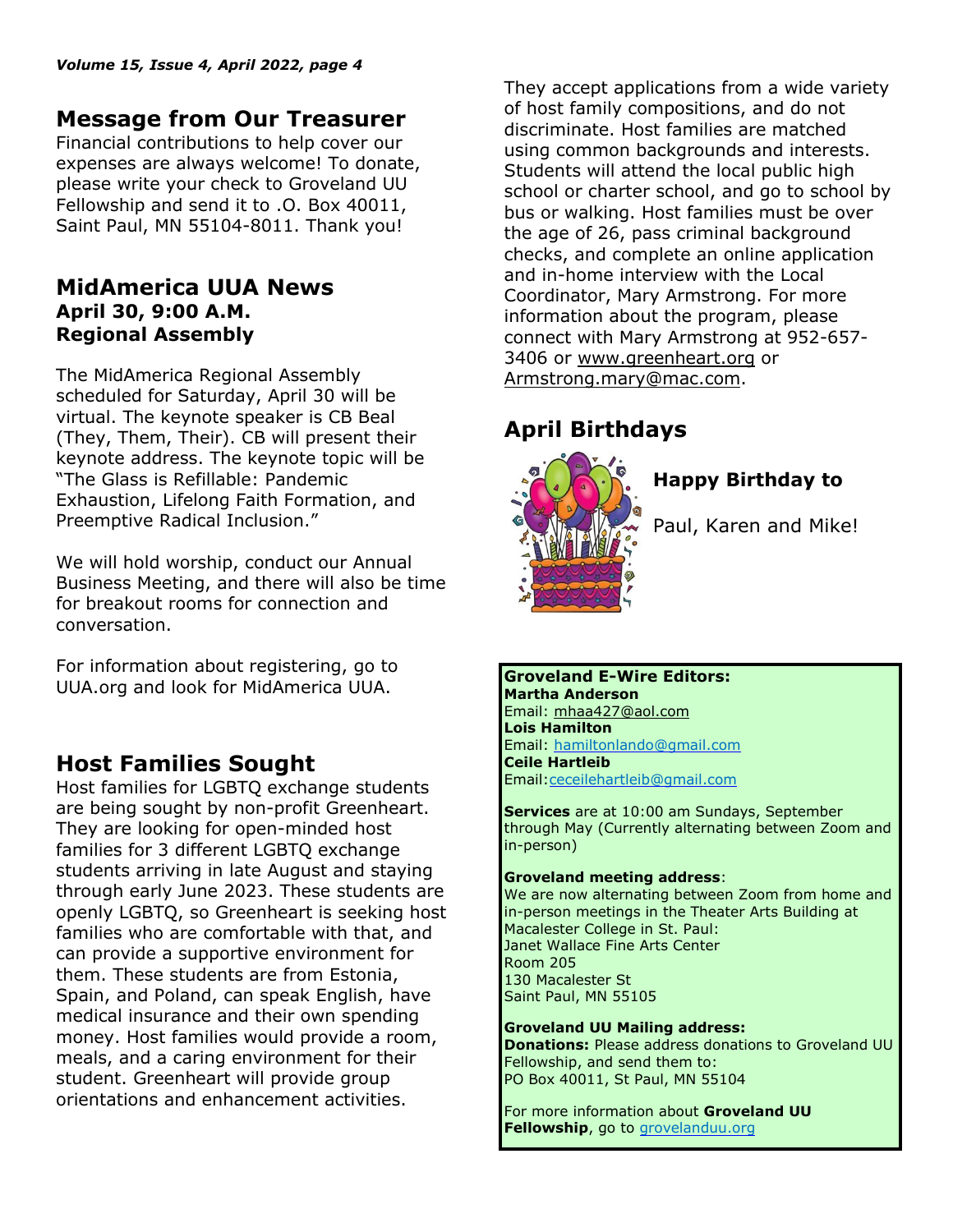## Message from Our Treasurer

Financial contributions to help cover our expenses are always welcome! To donate, please write your check to Groveland UU Fellowship and send it to .O. Box 40011, Saint Paul, MN 55104-8011. Thank you!

## MidAmerica UUA News

### April 30, 9:00 A.M.
### Regional Assembly

The MidAmerica Regional Assembly scheduled for Saturday, April 30 will be virtual. The keynote speaker is CB Beal (They, Them, Their). CB will present their keynote address. The keynote topic will be "The Glass is Refillable: Pandemic Exhaustion, Lifelong Faith Formation, and Preemptive Radical Inclusion."

We will hold worship, conduct our Annual Business Meeting, and there will also be time for breakout rooms for connection and conversation.

For information about registering, go to UUA.org and look for MidAmerica UUA.

## Host Families Sought

Host families for LGBTQ exchange students are being sought by non-profit Greenheart. They are looking for open-minded host families for 3 different LGBTQ exchange students arriving in late August and staying through early June 2023. These students are openly LGBTQ, so Greenheart is seeking host families who are comfortable with that, and can provide a supportive environment for them. These students are from Estonia, Spain, and Poland, can speak English, have medical insurance and their own spending money. Host families would provide a room, meals, and a caring environment for their student. Greenheart will provide group orientations and enhancement activities.

They accept applications from a wide variety of host family compositions, and do not discriminate. Host families are matched using common backgrounds and interests. Students will attend the local public high school or charter school, and go to school by bus or walking. Host families must be over the age of 26, pass criminal background checks, and complete an online application and in-home interview with the Local Coordinator, Mary Armstrong. For more information about the program, please connect with Mary Armstrong at 952-657-3406 or www.greenheart.org or Armstrong.mary@mac.com.

## April Birthdays

**Happy Birthday to**

Paul, Karen and Mike!

---

**Groveland E-Wire Editors:**
**Martha Anderson**
Email: mhaa427@aol.com
**Lois Hamilton**
Email: hamiltonlando@gmail.com
**Ceile Hartleib**
Email: ceceilehartleib@gmail.com

**Services** are at 10:00 am Sundays, September through May (Currently alternating between Zoom and in-person)

**Groveland meeting address**:
We are now alternating between Zoom from home and in-person meetings in the Theater Arts Building at Macalester College in St. Paul:
Janet Wallace Fine Arts Center
Room 205
130 Macalester St
Saint Paul, MN 55105

**Groveland UU Mailing address:**
**Donations:** Please address donations to Groveland UU Fellowship, and send them to:
PO Box 40011, St Paul, MN 55104

For more information about **Groveland UU Fellowship**, go to grovelanduu.org